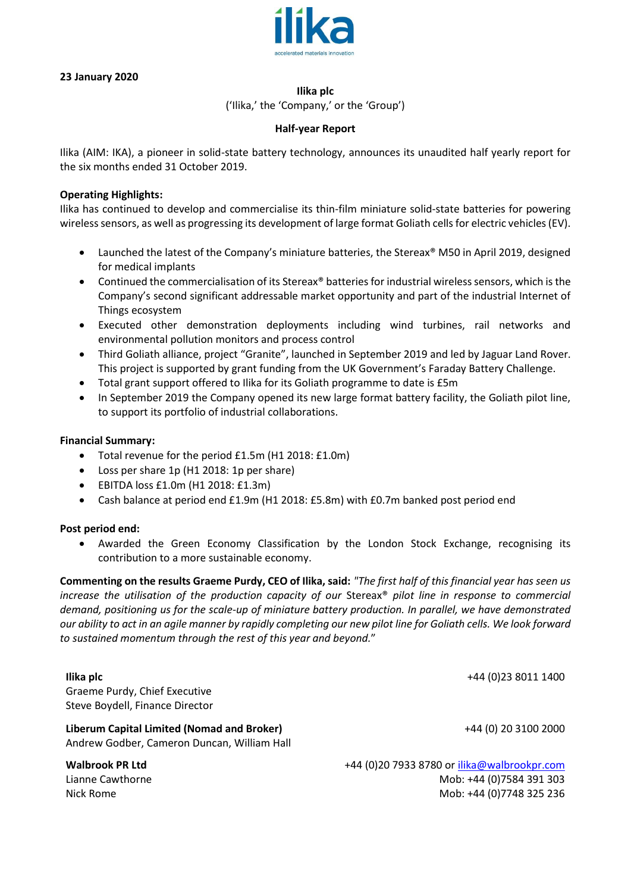ilika
accelerated materials innovation

**23 January 2020**

**Ilika plc**

('Ilika,' the 'Company,' or the 'Group')

**Half-year Report**

Ilika (AIM: IKA), a pioneer in solid-state battery technology, announces its unaudited half yearly report for the six months ended 31 October 2019.

**Operating Highlights:**

Ilika has continued to develop and commercialise its thin-film miniature solid-state batteries for powering wireless sensors, as well as progressing its development of large format Goliath cells for electric vehicles (EV).

- Launched the latest of the Company's miniature batteries, the Stereax® M50 in April 2019, designed for medical implants
- Continued the commercialisation of its Stereax® batteries for industrial wireless sensors, which is the Company's second significant addressable market opportunity and part of the industrial Internet of Things ecosystem
- Executed other demonstration deployments including wind turbines, rail networks and environmental pollution monitors and process control
- Third Goliath alliance, project "Granite", launched in September 2019 and led by Jaguar Land Rover. This project is supported by grant funding from the UK Government's Faraday Battery Challenge.
- Total grant support offered to Ilika for its Goliath programme to date is £5m
- In September 2019 the Company opened its new large format battery facility, the Goliath pilot line, to support its portfolio of industrial collaborations.

**Financial Summary:**

- Total revenue for the period £1.5m (H1 2018: £1.0m)
- Loss per share 1p (H1 2018: 1p per share)
- EBITDA loss £1.0m (H1 2018: £1.3m)
- Cash balance at period end £1.9m (H1 2018: £5.8m) with £0.7m banked post period end

**Post period end:**

- Awarded the Green Economy Classification by the London Stock Exchange, recognising its contribution to a more sustainable economy.

**Commenting on the results Graeme Purdy, CEO of Ilika, said:** *"The first half of this financial year has seen us increase the utilisation of the production capacity of our* Stereax® *pilot line in response to commercial demand, positioning us for the scale-up of miniature battery production. In parallel, we have demonstrated our ability to act in an agile manner by rapidly completing our new pilot line for Goliath cells. We look forward to sustained momentum through the rest of this year and beyond."*

**Ilika plc** — +44 (0)23 8011 1400
Graeme Purdy, Chief Executive
Steve Boydell, Finance Director

**Liberum Capital Limited (Nomad and Broker)** — +44 (0) 20 3100 2000
Andrew Godber, Cameron Duncan, William Hall

**Walbrook PR Ltd** — +44 (0)20 7933 8780 or ilika@walbrookpr.com
Lianne Cawthorne — Mob: +44 (0)7584 391 303
Nick Rome — Mob: +44 (0)7748 325 236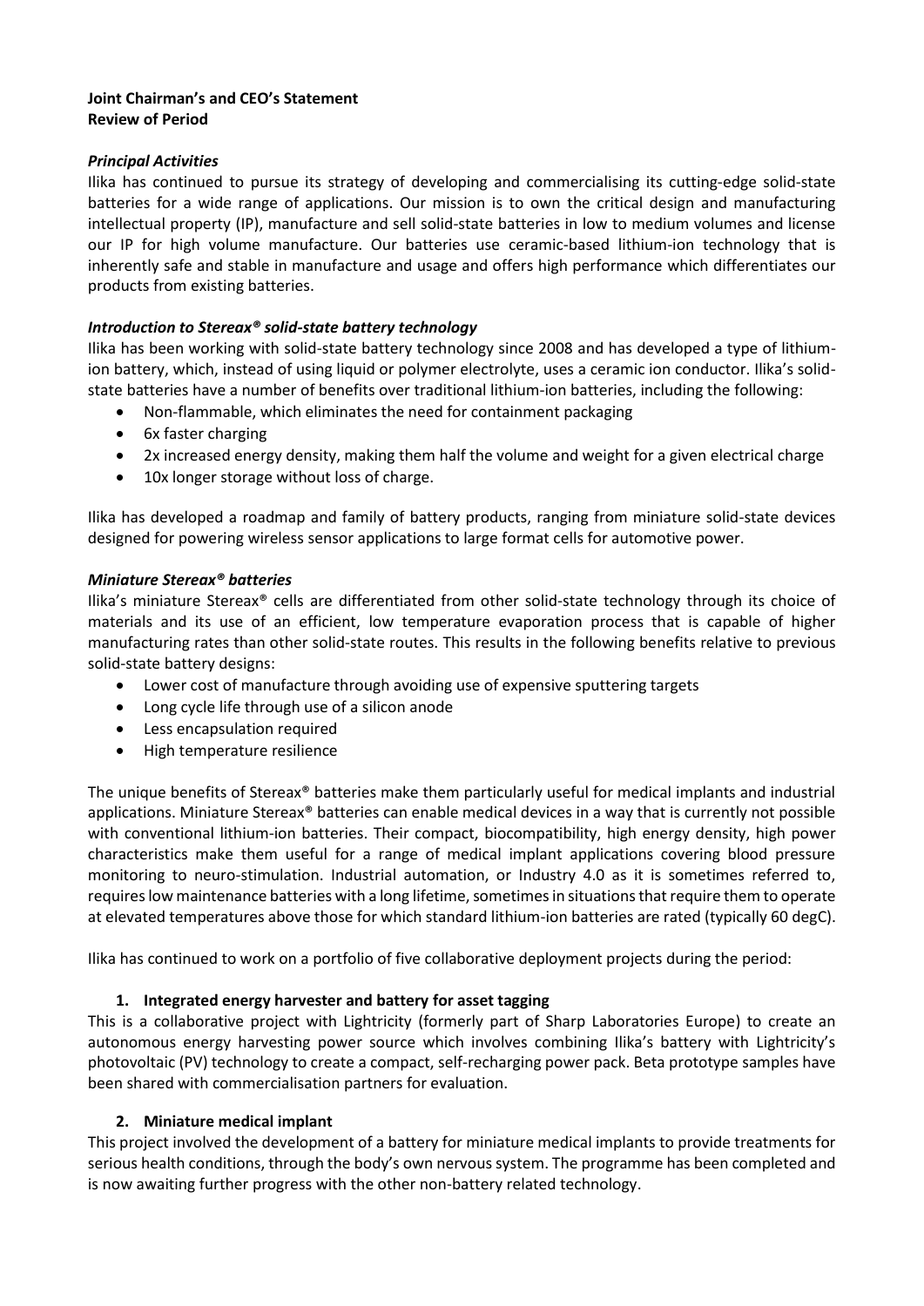**Joint Chairman's and CEO's Statement**
**Review of Period**

***Principal Activities***

Ilika has continued to pursue its strategy of developing and commercialising its cutting-edge solid-state batteries for a wide range of applications. Our mission is to own the critical design and manufacturing intellectual property (IP), manufacture and sell solid-state batteries in low to medium volumes and license our IP for high volume manufacture. Our batteries use ceramic-based lithium-ion technology that is inherently safe and stable in manufacture and usage and offers high performance which differentiates our products from existing batteries.

***Introduction to Stereax® solid-state battery technology***

Ilika has been working with solid-state battery technology since 2008 and has developed a type of lithium-ion battery, which, instead of using liquid or polymer electrolyte, uses a ceramic ion conductor. Ilika's solid-state batteries have a number of benefits over traditional lithium-ion batteries, including the following:

- Non-flammable, which eliminates the need for containment packaging
- 6x faster charging
- 2x increased energy density, making them half the volume and weight for a given electrical charge
- 10x longer storage without loss of charge.

Ilika has developed a roadmap and family of battery products, ranging from miniature solid-state devices designed for powering wireless sensor applications to large format cells for automotive power.

***Miniature Stereax® batteries***

Ilika's miniature Stereax® cells are differentiated from other solid-state technology through its choice of materials and its use of an efficient, low temperature evaporation process that is capable of higher manufacturing rates than other solid-state routes. This results in the following benefits relative to previous solid-state battery designs:

- Lower cost of manufacture through avoiding use of expensive sputtering targets
- Long cycle life through use of a silicon anode
- Less encapsulation required
- High temperature resilience

The unique benefits of Stereax® batteries make them particularly useful for medical implants and industrial applications. Miniature Stereax® batteries can enable medical devices in a way that is currently not possible with conventional lithium-ion batteries. Their compact, biocompatibility, high energy density, high power characteristics make them useful for a range of medical implant applications covering blood pressure monitoring to neuro-stimulation. Industrial automation, or Industry 4.0 as it is sometimes referred to, requires low maintenance batteries with a long lifetime, sometimes in situations that require them to operate at elevated temperatures above those for which standard lithium-ion batteries are rated (typically 60 degC).

Ilika has continued to work on a portfolio of five collaborative deployment projects during the period:

1. **Integrated energy harvester and battery for asset tagging**

This is a collaborative project with Lightricity (formerly part of Sharp Laboratories Europe) to create an autonomous energy harvesting power source which involves combining Ilika's battery with Lightricity's photovoltaic (PV) technology to create a compact, self-recharging power pack. Beta prototype samples have been shared with commercialisation partners for evaluation.

2. **Miniature medical implant**

This project involved the development of a battery for miniature medical implants to provide treatments for serious health conditions, through the body's own nervous system. The programme has been completed and is now awaiting further progress with the other non-battery related technology.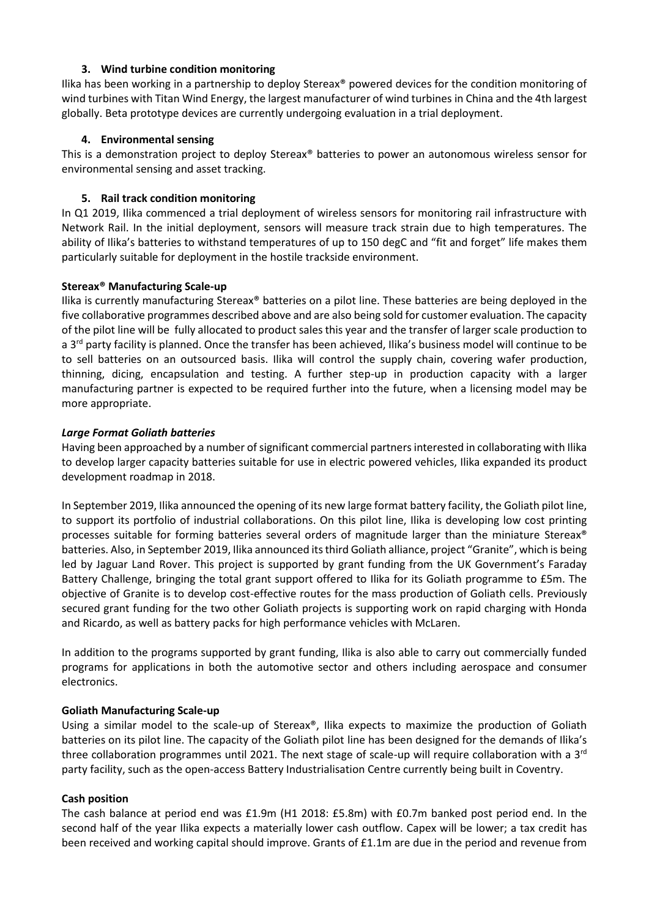### 3. Wind turbine condition monitoring

Ilika has been working in a partnership to deploy Stereax® powered devices for the condition monitoring of wind turbines with Titan Wind Energy, the largest manufacturer of wind turbines in China and the 4th largest globally. Beta prototype devices are currently undergoing evaluation in a trial deployment.

### 4. Environmental sensing

This is a demonstration project to deploy Stereax® batteries to power an autonomous wireless sensor for environmental sensing and asset tracking.

### 5. Rail track condition monitoring

In Q1 2019, Ilika commenced a trial deployment of wireless sensors for monitoring rail infrastructure with Network Rail. In the initial deployment, sensors will measure track strain due to high temperatures. The ability of Ilika's batteries to withstand temperatures of up to 150 degC and "fit and forget" life makes them particularly suitable for deployment in the hostile trackside environment.

**Stereax® Manufacturing Scale-up**

Ilika is currently manufacturing Stereax® batteries on a pilot line. These batteries are being deployed in the five collaborative programmes described above and are also being sold for customer evaluation. The capacity of the pilot line will be fully allocated to product sales this year and the transfer of larger scale production to a 3rd party facility is planned. Once the transfer has been achieved, Ilika's business model will continue to be to sell batteries on an outsourced basis. Ilika will control the supply chain, covering wafer production, thinning, dicing, encapsulation and testing. A further step-up in production capacity with a larger manufacturing partner is expected to be required further into the future, when a licensing model may be more appropriate.

***Large Format Goliath batteries***

Having been approached by a number of significant commercial partners interested in collaborating with Ilika to develop larger capacity batteries suitable for use in electric powered vehicles, Ilika expanded its product development roadmap in 2018.

In September 2019, Ilika announced the opening of its new large format battery facility, the Goliath pilot line, to support its portfolio of industrial collaborations. On this pilot line, Ilika is developing low cost printing processes suitable for forming batteries several orders of magnitude larger than the miniature Stereax® batteries. Also, in September 2019, Ilika announced its third Goliath alliance, project "Granite", which is being led by Jaguar Land Rover. This project is supported by grant funding from the UK Government's Faraday Battery Challenge, bringing the total grant support offered to Ilika for its Goliath programme to £5m. The objective of Granite is to develop cost-effective routes for the mass production of Goliath cells. Previously secured grant funding for the two other Goliath projects is supporting work on rapid charging with Honda and Ricardo, as well as battery packs for high performance vehicles with McLaren.

In addition to the programs supported by grant funding, Ilika is also able to carry out commercially funded programs for applications in both the automotive sector and others including aerospace and consumer electronics.

**Goliath Manufacturing Scale-up**

Using a similar model to the scale-up of Stereax®, Ilika expects to maximize the production of Goliath batteries on its pilot line. The capacity of the Goliath pilot line has been designed for the demands of Ilika's three collaboration programmes until 2021. The next stage of scale-up will require collaboration with a 3rd party facility, such as the open-access Battery Industrialisation Centre currently being built in Coventry.

**Cash position**

The cash balance at period end was £1.9m (H1 2018: £5.8m) with £0.7m banked post period end. In the second half of the year Ilika expects a materially lower cash outflow. Capex will be lower; a tax credit has been received and working capital should improve. Grants of £1.1m are due in the period and revenue from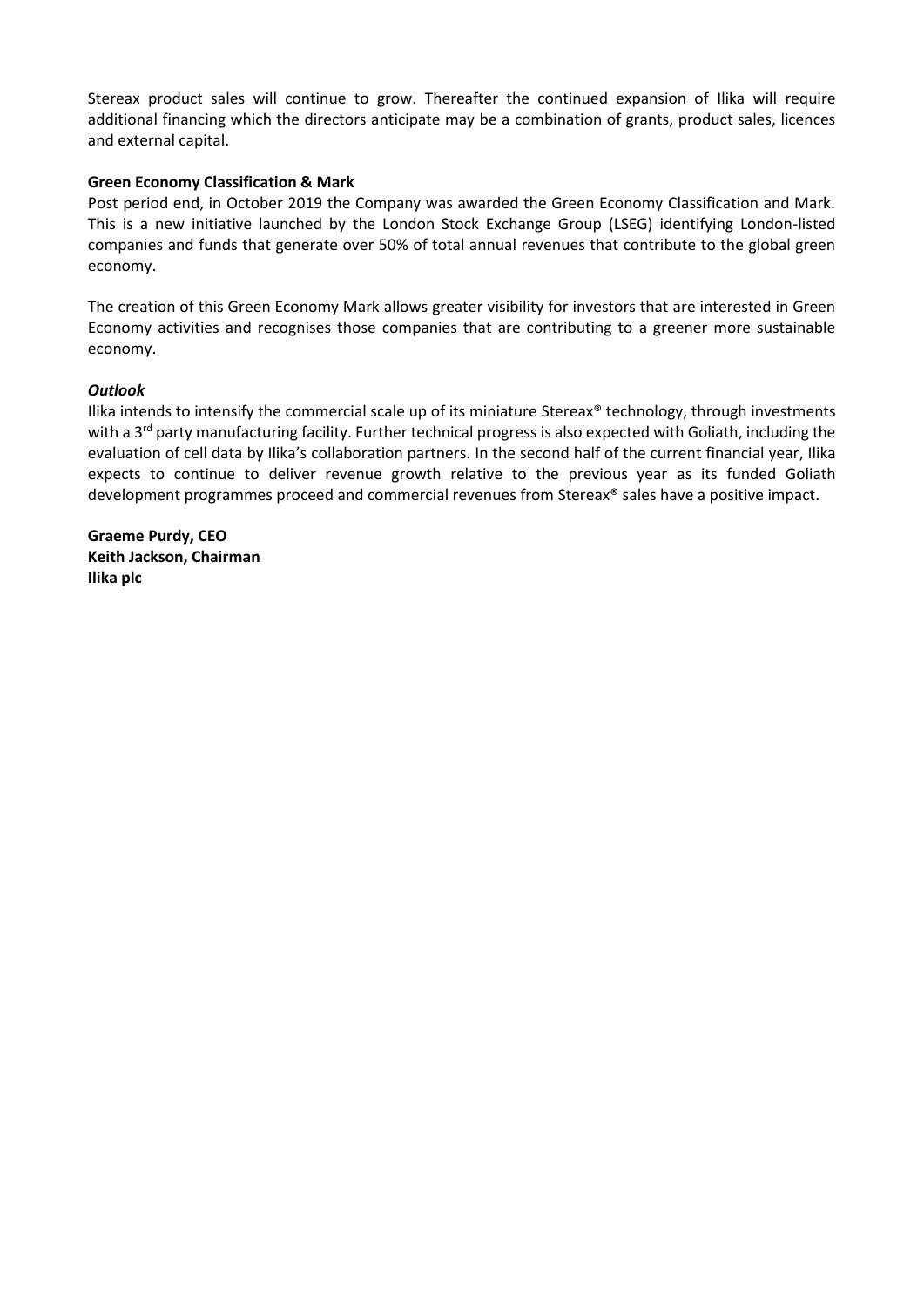Stereax product sales will continue to grow. Thereafter the continued expansion of Ilika will require additional financing which the directors anticipate may be a combination of grants, product sales, licences and external capital.

**Green Economy Classification & Mark**

Post period end, in October 2019 the Company was awarded the Green Economy Classification and Mark. This is a new initiative launched by the London Stock Exchange Group (LSEG) identifying London-listed companies and funds that generate over 50% of total annual revenues that contribute to the global green economy.

The creation of this Green Economy Mark allows greater visibility for investors that are interested in Green Economy activities and recognises those companies that are contributing to a greener more sustainable economy.

***Outlook***

Ilika intends to intensify the commercial scale up of its miniature Stereax® technology, through investments with a 3rd party manufacturing facility. Further technical progress is also expected with Goliath, including the evaluation of cell data by Ilika's collaboration partners. In the second half of the current financial year, Ilika expects to continue to deliver revenue growth relative to the previous year as its funded Goliath development programmes proceed and commercial revenues from Stereax® sales have a positive impact.

**Graeme Purdy, CEO**
**Keith Jackson, Chairman**
**Ilika plc**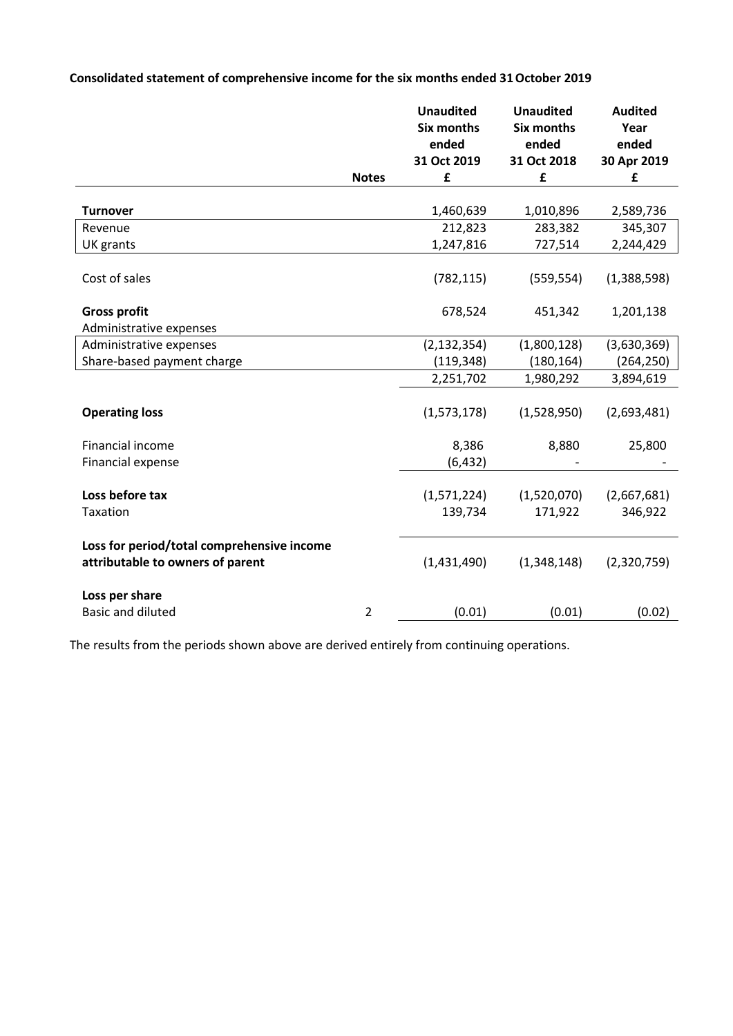**Consolidated statement of comprehensive income for the six months ended 31 October 2019**

| | Notes | Unaudited Six months ended 31 Oct 2019 £ | Unaudited Six months ended 31 Oct 2018 £ | Audited Year ended 30 Apr 2019 £ |
|---|---|---|---|---|
| **Turnover** | | 1,460,639 | 1,010,896 | 2,589,736 |
| Revenue | | 212,823 | 283,382 | 345,307 |
| UK grants | | 1,247,816 | 727,514 | 2,244,429 |
| Cost of sales | | (782,115) | (559,554) | (1,388,598) |
| **Gross profit** | | 678,524 | 451,342 | 1,201,138 |
| Administrative expenses | | | | |
| Administrative expenses | | (2,132,354) | (1,800,128) | (3,630,369) |
| Share-based payment charge | | (119,348) | (180,164) | (264,250) |
| | | 2,251,702 | 1,980,292 | 3,894,619 |
| **Operating loss** | | (1,573,178) | (1,528,950) | (2,693,481) |
| Financial income | | 8,386 | 8,880 | 25,800 |
| Financial expense | | (6,432) | - | - |
| **Loss before tax** | | (1,571,224) | (1,520,070) | (2,667,681) |
| Taxation | | 139,734 | 171,922 | 346,922 |
| **Loss for period/total comprehensive income attributable to owners of parent** | | (1,431,490) | (1,348,148) | (2,320,759) |
| **Loss per share** | | | | |
| Basic and diluted | 2 | (0.01) | (0.01) | (0.02) |

The results from the periods shown above are derived entirely from continuing operations.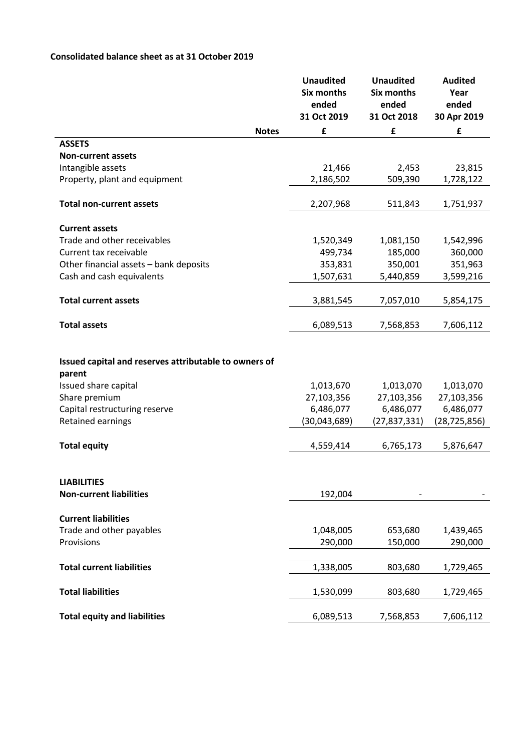**Consolidated balance sheet as at 31 October 2019**

| | Notes | Unaudited Six months ended 31 Oct 2019 | Unaudited Six months ended 31 Oct 2018 | Audited Year ended 30 Apr 2019 |
|---|---|---|---|---|
| | | **£** | **£** | **£** |
| **ASSETS** | | | | |
| **Non-current assets** | | | | |
| Intangible assets | | 21,466 | 2,453 | 23,815 |
| Property, plant and equipment | | 2,186,502 | 509,390 | 1,728,122 |
| **Total non-current assets** | | 2,207,968 | 511,843 | 1,751,937 |
| **Current assets** | | | | |
| Trade and other receivables | | 1,520,349 | 1,081,150 | 1,542,996 |
| Current tax receivable | | 499,734 | 185,000 | 360,000 |
| Other financial assets – bank deposits | | 353,831 | 350,001 | 351,963 |
| Cash and cash equivalents | | 1,507,631 | 5,440,859 | 3,599,216 |
| **Total current assets** | | 3,881,545 | 7,057,010 | 5,854,175 |
| **Total assets** | | 6,089,513 | 7,568,853 | 7,606,112 |
| **Issued capital and reserves attributable to owners of parent** | | | | |
| Issued share capital | | 1,013,670 | 1,013,070 | 1,013,070 |
| Share premium | | 27,103,356 | 27,103,356 | 27,103,356 |
| Capital restructuring reserve | | 6,486,077 | 6,486,077 | 6,486,077 |
| Retained earnings | | (30,043,689) | (27,837,331) | (28,725,856) |
| **Total equity** | | 4,559,414 | 6,765,173 | 5,876,647 |
| **LIABILITIES** | | | | |
| **Non-current liabilities** | | 192,004 | - | - |
| **Current liabilities** | | | | |
| Trade and other payables | | 1,048,005 | 653,680 | 1,439,465 |
| Provisions | | 290,000 | 150,000 | 290,000 |
| **Total current liabilities** | | 1,338,005 | 803,680 | 1,729,465 |
| **Total liabilities** | | 1,530,099 | 803,680 | 1,729,465 |
| **Total equity and liabilities** | | 6,089,513 | 7,568,853 | 7,606,112 |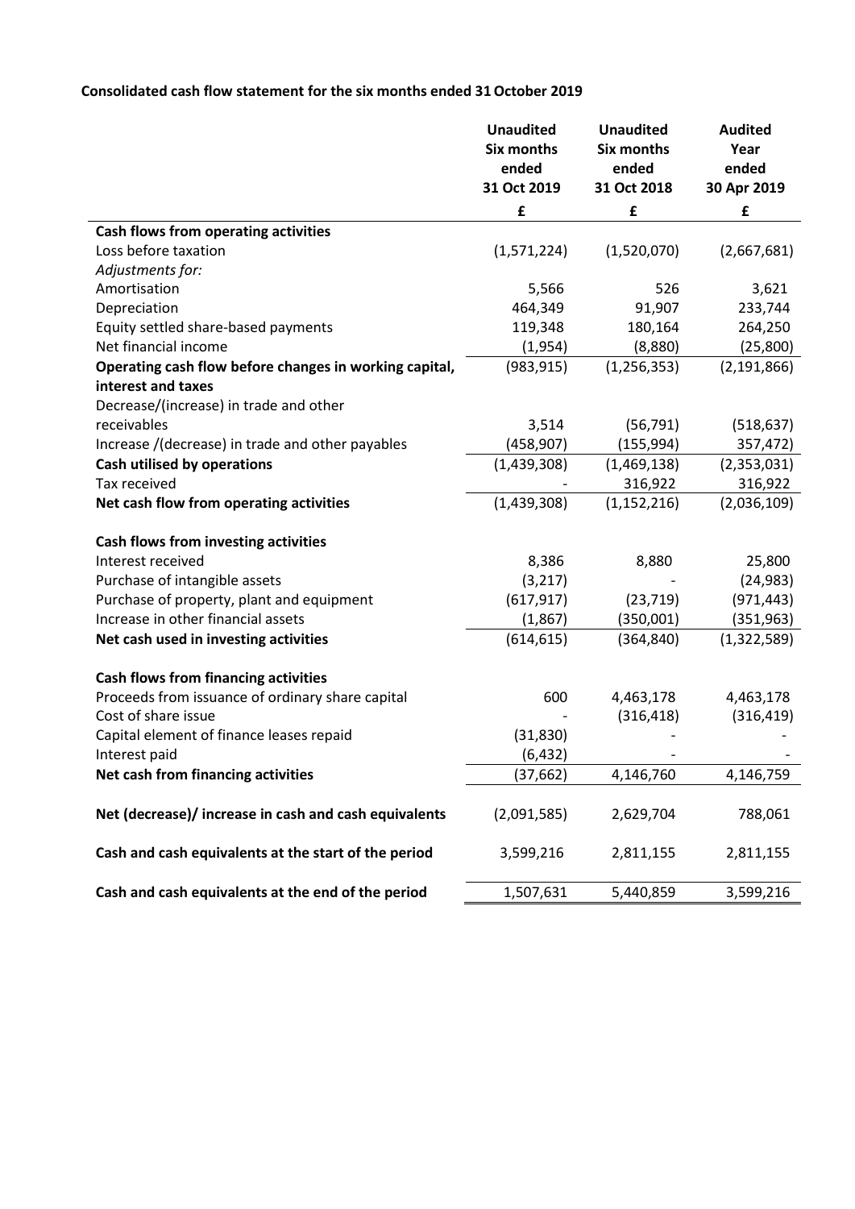**Consolidated cash flow statement for the six months ended 31 October 2019**

| | Unaudited Six months ended 31 Oct 2019 | Unaudited Six months ended 31 Oct 2018 | Audited Year ended 30 Apr 2019 |
|---|---|---|---|
| | £ | £ | £ |
| **Cash flows from operating activities** | | | |
| Loss before taxation | (1,571,224) | (1,520,070) | (2,667,681) |
| *Adjustments for:* | | | |
| Amortisation | 5,566 | 526 | 3,621 |
| Depreciation | 464,349 | 91,907 | 233,744 |
| Equity settled share-based payments | 119,348 | 180,164 | 264,250 |
| Net financial income | (1,954) | (8,880) | (25,800) |
| **Operating cash flow before changes in working capital, interest and taxes** | (983,915) | (1,256,353) | (2,191,866) |
| Decrease/(increase) in trade and other receivables | 3,514 | (56,791) | (518,637) |
| Increase /(decrease) in trade and other payables | (458,907) | (155,994) | 357,472) |
| **Cash utilised by operations** | (1,439,308) | (1,469,138) | (2,353,031) |
| Tax received | - | 316,922 | 316,922 |
| **Net cash flow from operating activities** | (1,439,308) | (1,152,216) | (2,036,109) |
| | | | |
| **Cash flows from investing activities** | | | |
| Interest received | 8,386 | 8,880 | 25,800 |
| Purchase of intangible assets | (3,217) | - | (24,983) |
| Purchase of property, plant and equipment | (617,917) | (23,719) | (971,443) |
| Increase in other financial assets | (1,867) | (350,001) | (351,963) |
| **Net cash used in investing activities** | (614,615) | (364,840) | (1,322,589) |
| | | | |
| **Cash flows from financing activities** | | | |
| Proceeds from issuance of ordinary share capital | 600 | 4,463,178 | 4,463,178 |
| Cost of share issue | - | (316,418) | (316,419) |
| Capital element of finance leases repaid | (31,830) | - | - |
| Interest paid | (6,432) | - | - |
| **Net cash from financing activities** | (37,662) | 4,146,760 | 4,146,759 |
| | | | |
| **Net (decrease)/ increase in cash and cash equivalents** | (2,091,585) | 2,629,704 | 788,061 |
| | | | |
| **Cash and cash equivalents at the start of the period** | 3,599,216 | 2,811,155 | 2,811,155 |
| | | | |
| **Cash and cash equivalents at the end of the period** | 1,507,631 | 5,440,859 | 3,599,216 |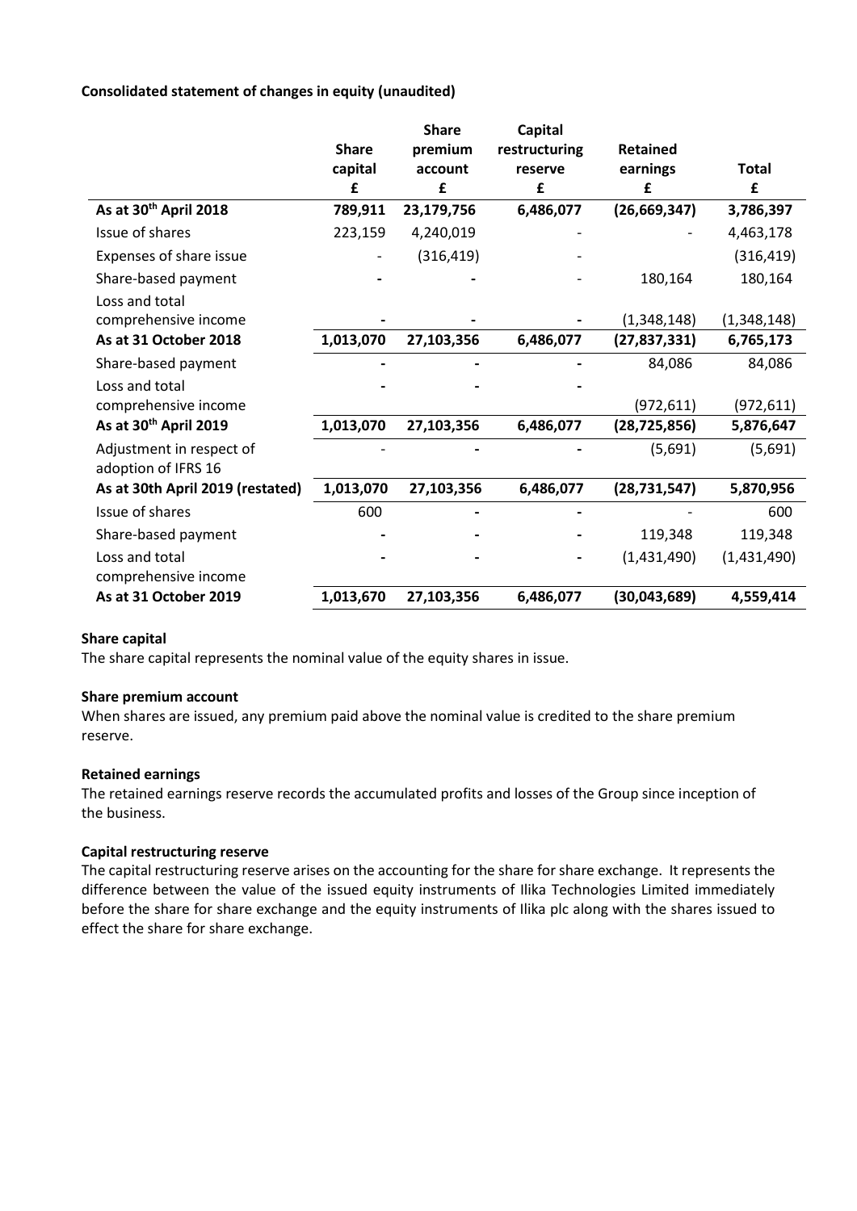**Consolidated statement of changes in equity (unaudited)**

| | Share capital | Share premium account | Capital restructuring reserve | Retained earnings | Total |
|---|---|---|---|---|---|
| | £ | £ | £ | £ | £ |
| **As at 30th April 2018** | **789,911** | **23,179,756** | **6,486,077** | **(26,669,347)** | **3,786,397** |
| Issue of shares | 223,159 | 4,240,019 | - | - | 4,463,178 |
| Expenses of share issue | - | (316,419) | - | | (316,419) |
| Share-based payment | - | - | - | 180,164 | 180,164 |
| Loss and total comprehensive income | - | - | - | (1,348,148) | (1,348,148) |
| **As at 31 October 2018** | **1,013,070** | **27,103,356** | **6,486,077** | **(27,837,331)** | **6,765,173** |
| Share-based payment | - | - | - | 84,086 | 84,086 |
| Loss and total comprehensive income | - | - | - | (972,611) | (972,611) |
| **As at 30th April 2019** | **1,013,070** | **27,103,356** | **6,486,077** | **(28,725,856)** | **5,876,647** |
| Adjustment in respect of adoption of IFRS 16 | - | - | - | (5,691) | (5,691) |
| **As at 30th April 2019 (restated)** | **1,013,070** | **27,103,356** | **6,486,077** | **(28,731,547)** | **5,870,956** |
| Issue of shares | 600 | - | - | - | 600 |
| Share-based payment | - | - | - | 119,348 | 119,348 |
| Loss and total comprehensive income | - | - | - | (1,431,490) | (1,431,490) |
| **As at 31 October 2019** | **1,013,670** | **27,103,356** | **6,486,077** | **(30,043,689)** | **4,559,414** |

**Share capital**

The share capital represents the nominal value of the equity shares in issue.

**Share premium account**

When shares are issued, any premium paid above the nominal value is credited to the share premium reserve.

**Retained earnings**

The retained earnings reserve records the accumulated profits and losses of the Group since inception of the business.

**Capital restructuring reserve**

The capital restructuring reserve arises on the accounting for the share for share exchange. It represents the difference between the value of the issued equity instruments of Ilika Technologies Limited immediately before the share for share exchange and the equity instruments of Ilika plc along with the shares issued to effect the share for share exchange.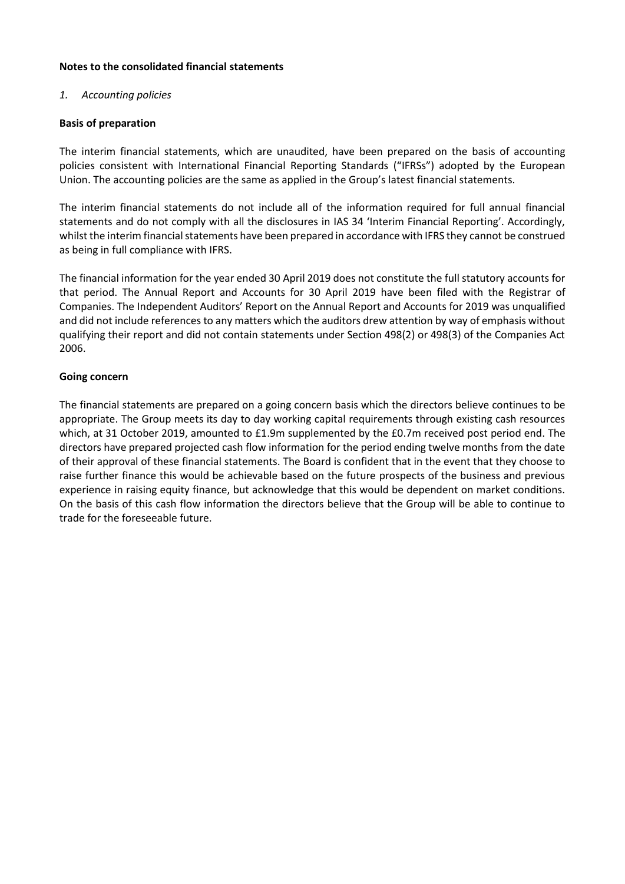**Notes to the consolidated financial statements**

*1. Accounting policies*

**Basis of preparation**

The interim financial statements, which are unaudited, have been prepared on the basis of accounting policies consistent with International Financial Reporting Standards ("IFRSs") adopted by the European Union. The accounting policies are the same as applied in the Group's latest financial statements.

The interim financial statements do not include all of the information required for full annual financial statements and do not comply with all the disclosures in IAS 34 'Interim Financial Reporting'. Accordingly, whilst the interim financial statements have been prepared in accordance with IFRS they cannot be construed as being in full compliance with IFRS.

The financial information for the year ended 30 April 2019 does not constitute the full statutory accounts for that period. The Annual Report and Accounts for 30 April 2019 have been filed with the Registrar of Companies. The Independent Auditors' Report on the Annual Report and Accounts for 2019 was unqualified and did not include references to any matters which the auditors drew attention by way of emphasis without qualifying their report and did not contain statements under Section 498(2) or 498(3) of the Companies Act 2006.

**Going concern**

The financial statements are prepared on a going concern basis which the directors believe continues to be appropriate. The Group meets its day to day working capital requirements through existing cash resources which, at 31 October 2019, amounted to £1.9m supplemented by the £0.7m received post period end. The directors have prepared projected cash flow information for the period ending twelve months from the date of their approval of these financial statements. The Board is confident that in the event that they choose to raise further finance this would be achievable based on the future prospects of the business and previous experience in raising equity finance, but acknowledge that this would be dependent on market conditions. On the basis of this cash flow information the directors believe that the Group will be able to continue to trade for the foreseeable future.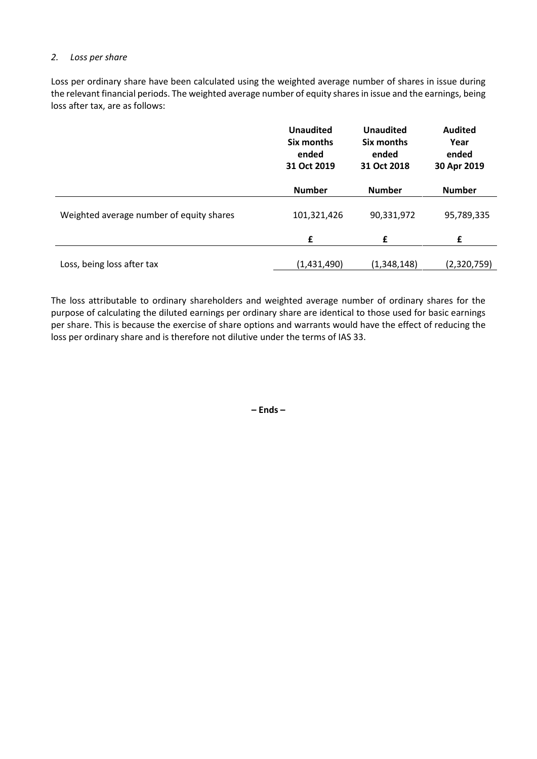*2. Loss per share*

Loss per ordinary share have been calculated using the weighted average number of shares in issue during the relevant financial periods. The weighted average number of equity shares in issue and the earnings, being loss after tax, are as follows:

| | Unaudited Six months ended 31 Oct 2019 | Unaudited Six months ended 31 Oct 2018 | Audited Year ended 30 Apr 2019 |
|---|---|---|---|
| | **Number** | **Number** | **Number** |
| Weighted average number of equity shares | 101,321,426 | 90,331,972 | 95,789,335 |
| | **£** | **£** | **£** |
| Loss, being loss after tax | (1,431,490) | (1,348,148) | (2,320,759) |

The loss attributable to ordinary shareholders and weighted average number of ordinary shares for the purpose of calculating the diluted earnings per ordinary share are identical to those used for basic earnings per share. This is because the exercise of share options and warrants would have the effect of reducing the loss per ordinary share and is therefore not dilutive under the terms of IAS 33.

**– Ends –**